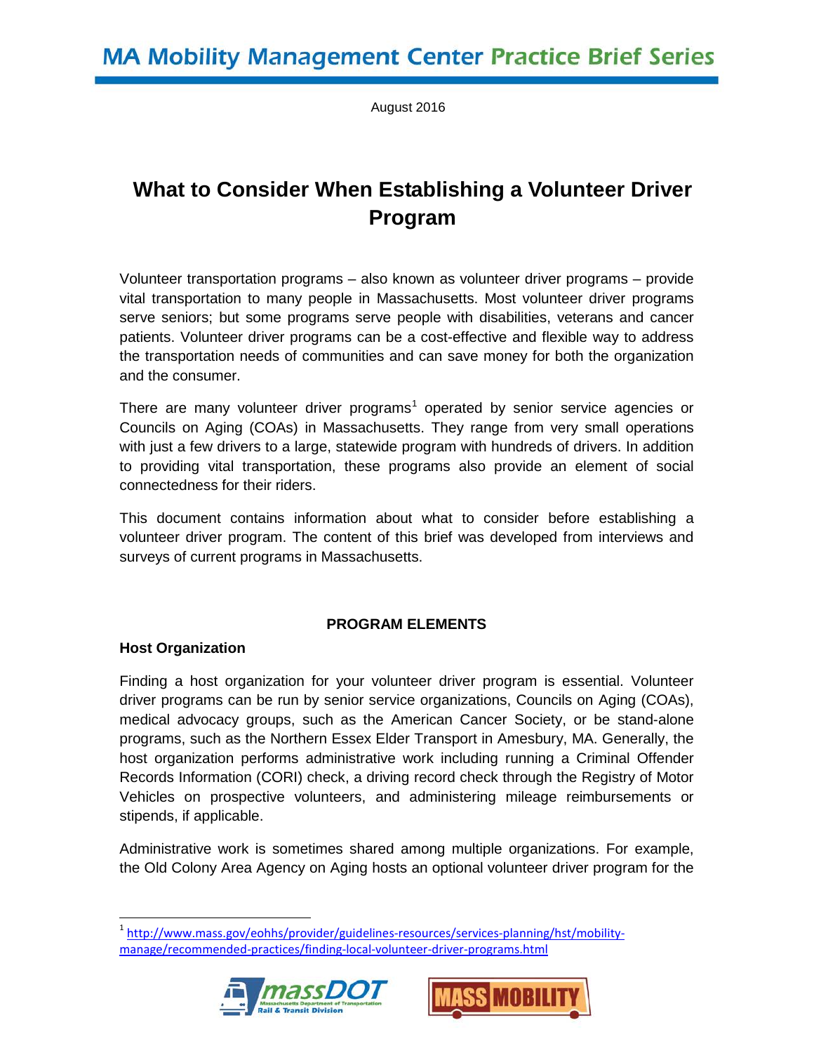MA Mobility Management Center Practice Brief Series

August 2016

# What to Consider When Establishing a Volunteer Driver Program

Volunteer transportation programs – also known as volunteer driver programs – provide vital transportation to many people in Massachusetts. Most volunteer driver programs serve seniors; but some programs serve people with disabilities, veterans and cancer patients. Volunteer driver programs can be a cost-effective and flexible way to address the transportation needs of communities and can save money for both the organization and the consumer.

There are many volunteer driver programs[1] operated by senior service agencies or Councils on Aging (COAs) in Massachusetts. They range from very small operations with just a few drivers to a large, statewide program with hundreds of drivers. In addition to providing vital transportation, these programs also provide an element of social connectedness for their riders.

This document contains information about what to consider before establishing a volunteer driver program. The content of this brief was developed from interviews and surveys of current programs in Massachusetts.

## PROGRAM ELEMENTS

### Host Organization

Finding a host organization for your volunteer driver program is essential. Volunteer driver programs can be run by senior service organizations, Councils on Aging (COAs), medical advocacy groups, such as the American Cancer Society, or be stand-alone programs, such as the Northern Essex Elder Transport in Amesbury, MA. Generally, the host organization performs administrative work including running a Criminal Offender Records Information (CORI) check, a driving record check through the Registry of Motor Vehicles on prospective volunteers, and administering mileage reimbursements or stipends, if applicable.

Administrative work is sometimes shared among multiple organizations. For example, the Old Colony Area Agency on Aging hosts an optional volunteer driver program for the

[1] http://www.mass.gov/eohhs/provider/guidelines-resources/services-planning/hst/mobility-manage/recommended-practices/finding-local-volunteer-driver-programs.html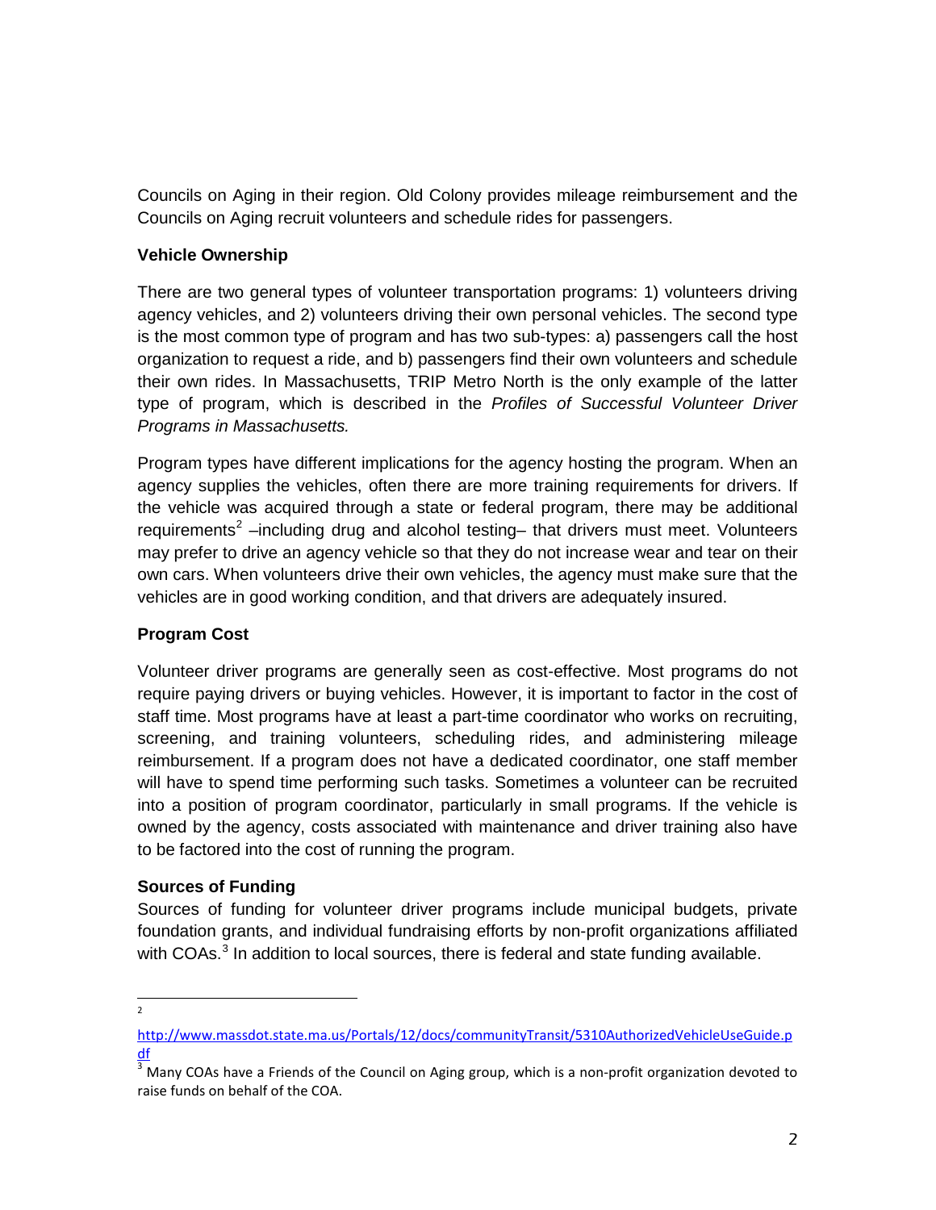Councils on Aging in their region. Old Colony provides mileage reimbursement and the Councils on Aging recruit volunteers and schedule rides for passengers.

### Vehicle Ownership

There are two general types of volunteer transportation programs: 1) volunteers driving agency vehicles, and 2) volunteers driving their own personal vehicles. The second type is the most common type of program and has two sub-types: a) passengers call the host organization to request a ride, and b) passengers find their own volunteers and schedule their own rides. In Massachusetts, TRIP Metro North is the only example of the latter type of program, which is described in the *Profiles of Successful Volunteer Driver Programs in Massachusetts.*

Program types have different implications for the agency hosting the program. When an agency supplies the vehicles, often there are more training requirements for drivers. If the vehicle was acquired through a state or federal program, there may be additional requirements[2] –including drug and alcohol testing– that drivers must meet. Volunteers may prefer to drive an agency vehicle so that they do not increase wear and tear on their own cars. When volunteers drive their own vehicles, the agency must make sure that the vehicles are in good working condition, and that drivers are adequately insured.

### Program Cost

Volunteer driver programs are generally seen as cost-effective. Most programs do not require paying drivers or buying vehicles. However, it is important to factor in the cost of staff time. Most programs have at least a part-time coordinator who works on recruiting, screening, and training volunteers, scheduling rides, and administering mileage reimbursement. If a program does not have a dedicated coordinator, one staff member will have to spend time performing such tasks. Sometimes a volunteer can be recruited into a position of program coordinator, particularly in small programs. If the vehicle is owned by the agency, costs associated with maintenance and driver training also have to be factored into the cost of running the program.

### Sources of Funding

Sources of funding for volunteer driver programs include municipal budgets, private foundation grants, and individual fundraising efforts by non-profit organizations affiliated with COAs.[3] In addition to local sources, there is federal and state funding available.

---

[2] http://www.massdot.state.ma.us/Portals/12/docs/communityTransit/5310AuthorizedVehicleUseGuide.pdf

[3] Many COAs have a Friends of the Council on Aging group, which is a non-profit organization devoted to raise funds on behalf of the COA.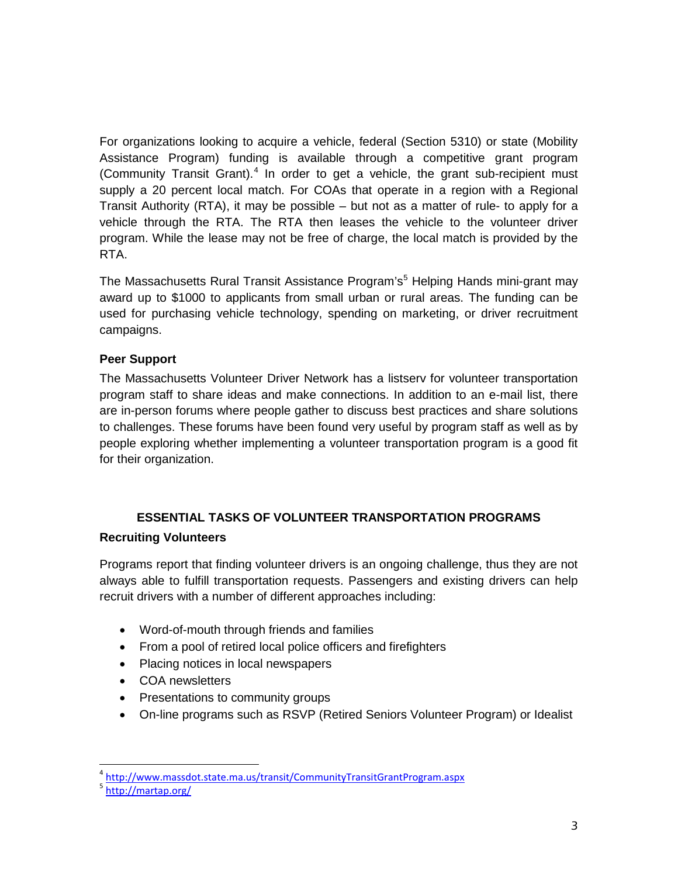For organizations looking to acquire a vehicle, federal (Section 5310) or state (Mobility Assistance Program) funding is available through a competitive grant program (Community Transit Grant).[4] In order to get a vehicle, the grant sub-recipient must supply a 20 percent local match. For COAs that operate in a region with a Regional Transit Authority (RTA), it may be possible – but not as a matter of rule- to apply for a vehicle through the RTA. The RTA then leases the vehicle to the volunteer driver program. While the lease may not be free of charge, the local match is provided by the RTA.

The Massachusetts Rural Transit Assistance Program's[5] Helping Hands mini-grant may award up to $1000 to applicants from small urban or rural areas. The funding can be used for purchasing vehicle technology, spending on marketing, or driver recruitment campaigns.

### Peer Support

The Massachusetts Volunteer Driver Network has a listserv for volunteer transportation program staff to share ideas and make connections. In addition to an e-mail list, there are in-person forums where people gather to discuss best practices and share solutions to challenges. These forums have been found very useful by program staff as well as by people exploring whether implementing a volunteer transportation program is a good fit for their organization.

## ESSENTIAL TASKS OF VOLUNTEER TRANSPORTATION PROGRAMS

### Recruiting Volunteers

Programs report that finding volunteer drivers is an ongoing challenge, thus they are not always able to fulfill transportation requests. Passengers and existing drivers can help recruit drivers with a number of different approaches including:

- Word-of-mouth through friends and families
- From a pool of retired local police officers and firefighters
- Placing notices in local newspapers
- COA newsletters
- Presentations to community groups
- On-line programs such as RSVP (Retired Seniors Volunteer Program) or Idealist

---

[4] http://www.massdot.state.ma.us/transit/CommunityTransitGrantProgram.aspx

[5] http://martap.org/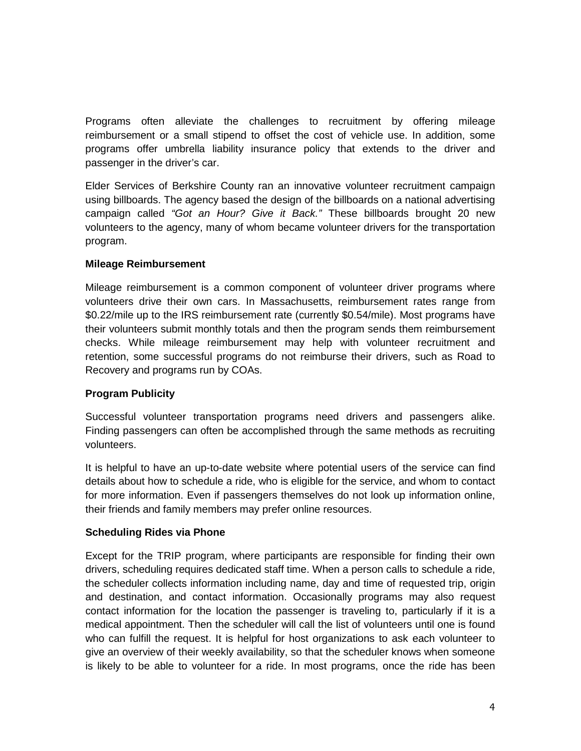Programs often alleviate the challenges to recruitment by offering mileage reimbursement or a small stipend to offset the cost of vehicle use. In addition, some programs offer umbrella liability insurance policy that extends to the driver and passenger in the driver's car.

Elder Services of Berkshire County ran an innovative volunteer recruitment campaign using billboards. The agency based the design of the billboards on a national advertising campaign called *"Got an Hour? Give it Back."* These billboards brought 20 new volunteers to the agency, many of whom became volunteer drivers for the transportation program.

**Mileage Reimbursement**

Mileage reimbursement is a common component of volunteer driver programs where volunteers drive their own cars. In Massachusetts, reimbursement rates range from $0.22/mile up to the IRS reimbursement rate (currently $0.54/mile). Most programs have their volunteers submit monthly totals and then the program sends them reimbursement checks. While mileage reimbursement may help with volunteer recruitment and retention, some successful programs do not reimburse their drivers, such as Road to Recovery and programs run by COAs.

**Program Publicity**

Successful volunteer transportation programs need drivers and passengers alike. Finding passengers can often be accomplished through the same methods as recruiting volunteers.

It is helpful to have an up-to-date website where potential users of the service can find details about how to schedule a ride, who is eligible for the service, and whom to contact for more information. Even if passengers themselves do not look up information online, their friends and family members may prefer online resources.

**Scheduling Rides via Phone**

Except for the TRIP program, where participants are responsible for finding their own drivers, scheduling requires dedicated staff time. When a person calls to schedule a ride, the scheduler collects information including name, day and time of requested trip, origin and destination, and contact information. Occasionally programs may also request contact information for the location the passenger is traveling to, particularly if it is a medical appointment. Then the scheduler will call the list of volunteers until one is found who can fulfill the request. It is helpful for host organizations to ask each volunteer to give an overview of their weekly availability, so that the scheduler knows when someone is likely to be able to volunteer for a ride. In most programs, once the ride has been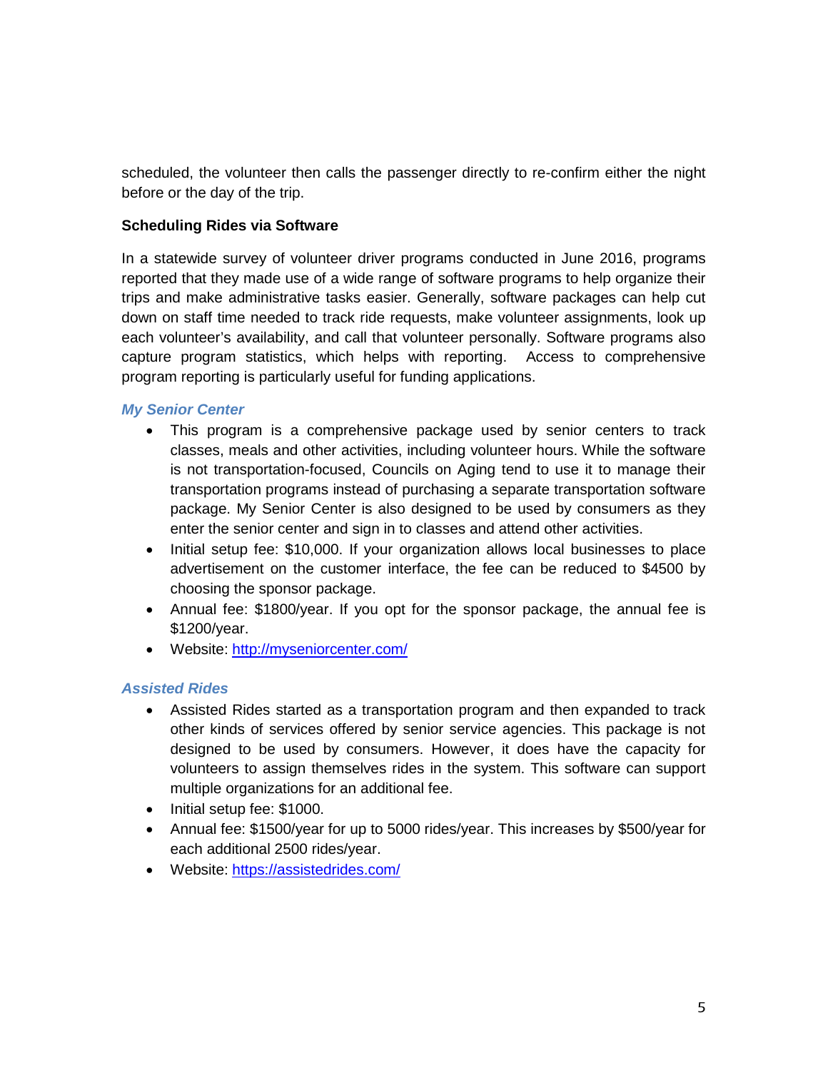scheduled, the volunteer then calls the passenger directly to re-confirm either the night before or the day of the trip.

**Scheduling Rides via Software**

In a statewide survey of volunteer driver programs conducted in June 2016, programs reported that they made use of a wide range of software programs to help organize their trips and make administrative tasks easier. Generally, software packages can help cut down on staff time needed to track ride requests, make volunteer assignments, look up each volunteer's availability, and call that volunteer personally. Software programs also capture program statistics, which helps with reporting. Access to comprehensive program reporting is particularly useful for funding applications.

### *My Senior Center*

- This program is a comprehensive package used by senior centers to track classes, meals and other activities, including volunteer hours. While the software is not transportation-focused, Councils on Aging tend to use it to manage their transportation programs instead of purchasing a separate transportation software package. My Senior Center is also designed to be used by consumers as they enter the senior center and sign in to classes and attend other activities.
- Initial setup fee: $10,000. If your organization allows local businesses to place advertisement on the customer interface, the fee can be reduced to $4500 by choosing the sponsor package.
- Annual fee: $1800/year. If you opt for the sponsor package, the annual fee is $1200/year.
- Website: [http://myseniorcenter.com/](http://myseniorcenter.com/)

### *Assisted Rides*

- Assisted Rides started as a transportation program and then expanded to track other kinds of services offered by senior service agencies. This package is not designed to be used by consumers. However, it does have the capacity for volunteers to assign themselves rides in the system. This software can support multiple organizations for an additional fee.
- Initial setup fee: $1000.
- Annual fee: $1500/year for up to 5000 rides/year. This increases by $500/year for each additional 2500 rides/year.
- Website: [https://assistedrides.com/](https://assistedrides.com/)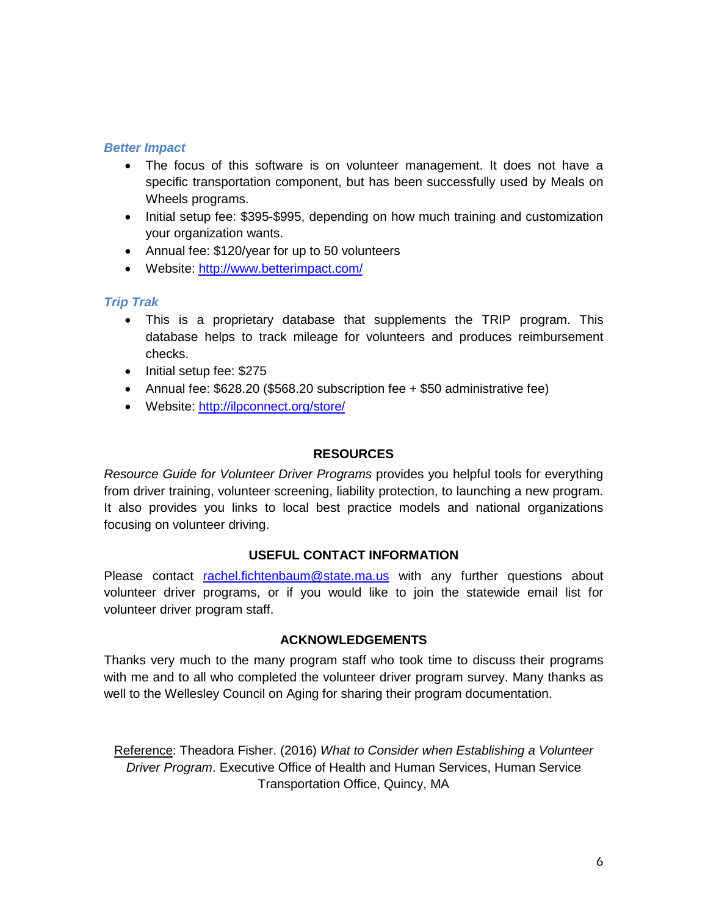### *Better Impact*

- The focus of this software is on volunteer management. It does not have a specific transportation component, but has been successfully used by Meals on Wheels programs.
- Initial setup fee: $395-$995, depending on how much training and customization your organization wants.
- Annual fee: $120/year for up to 50 volunteers
- Website: [http://www.betterimpact.com/](http://www.betterimpact.com/)

### *Trip Trak*

- This is a proprietary database that supplements the TRIP program. This database helps to track mileage for volunteers and produces reimbursement checks.
- Initial setup fee: $275
- Annual fee: $628.20 ($568.20 subscription fee + $50 administrative fee)
- Website: [http://ilpconnect.org/store/](http://ilpconnect.org/store/)

## RESOURCES

*Resource Guide for Volunteer Driver Programs* provides you helpful tools for everything from driver training, volunteer screening, liability protection, to launching a new program. It also provides you links to local best practice models and national organizations focusing on volunteer driving.

## USEFUL CONTACT INFORMATION

Please contact [rachel.fichtenbaum@state.ma.us](mailto:rachel.fichtenbaum@state.ma.us) with any further questions about volunteer driver programs, or if you would like to join the statewide email list for volunteer driver program staff.

## ACKNOWLEDGEMENTS

Thanks very much to the many program staff who took time to discuss their programs with me and to all who completed the volunteer driver program survey. Many thanks as well to the Wellesley Council on Aging for sharing their program documentation.

Reference: Theadora Fisher. (2016) *What to Consider when Establishing a Volunteer Driver Program*. Executive Office of Health and Human Services, Human Service Transportation Office, Quincy, MA